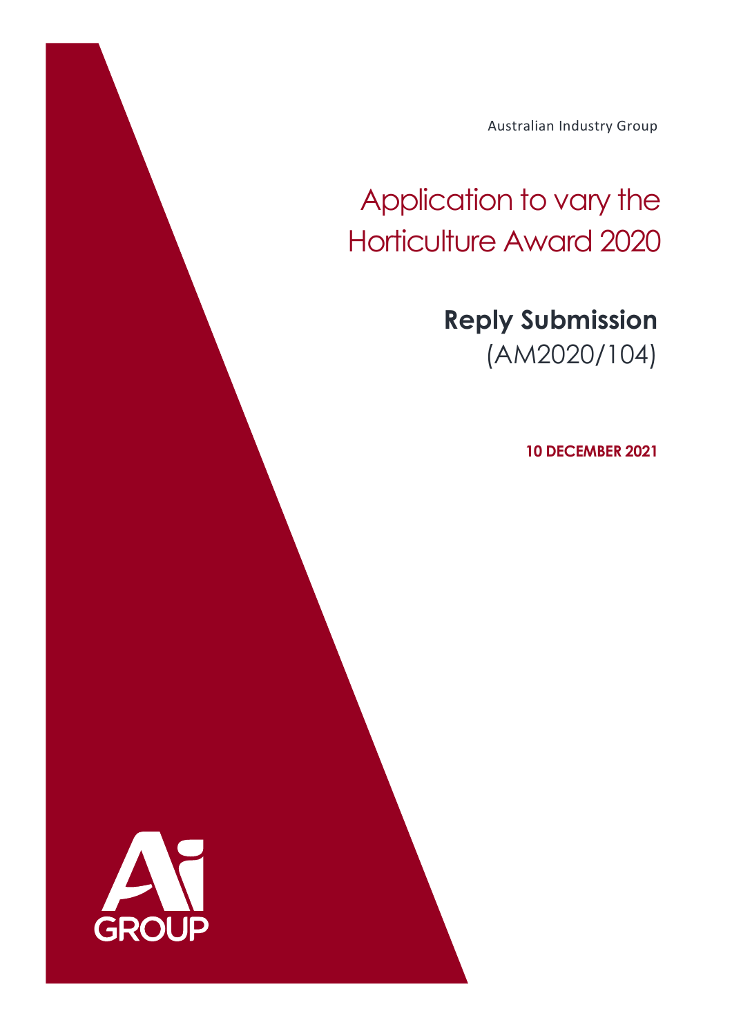Australian Industry Group

# Application to vary the Horticulture Award 2020

## **Reply Submission**

(AM2020/104)

**10 DECEMBER 2021**

Ai GROUP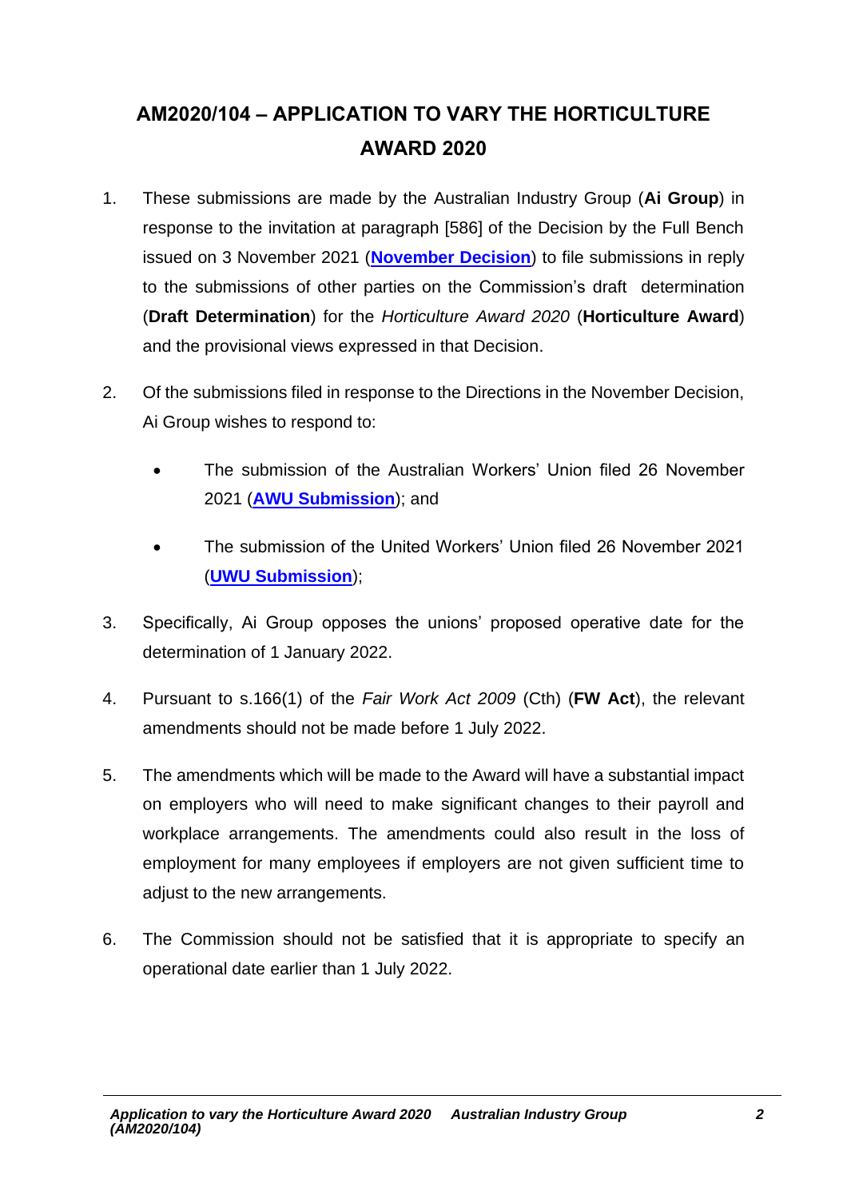# AM2020/104 – APPLICATION TO VARY THE HORTICULTURE AWARD 2020

1. These submissions are made by the Australian Industry Group (**Ai Group**) in response to the invitation at paragraph [586] of the Decision by the Full Bench issued on 3 November 2021 (**November Decision**) to file submissions in reply to the submissions of other parties on the Commission's draft determination (**Draft Determination**) for the *Horticulture Award 2020* (**Horticulture Award**) and the provisional views expressed in that Decision.

2. Of the submissions filed in response to the Directions in the November Decision, Ai Group wishes to respond to:

   - The submission of the Australian Workers' Union filed 26 November 2021 (**AWU Submission**); and
   - The submission of the United Workers' Union filed 26 November 2021 (**UWU Submission**);

3. Specifically, Ai Group opposes the unions' proposed operative date for the determination of 1 January 2022.

4. Pursuant to s.166(1) of the *Fair Work Act 2009* (Cth) (**FW Act**), the relevant amendments should not be made before 1 July 2022.

5. The amendments which will be made to the Award will have a substantial impact on employers who will need to make significant changes to their payroll and workplace arrangements. The amendments could also result in the loss of employment for many employees if employers are not given sufficient time to adjust to the new arrangements.

6. The Commission should not be satisfied that it is appropriate to specify an operational date earlier than 1 July 2022.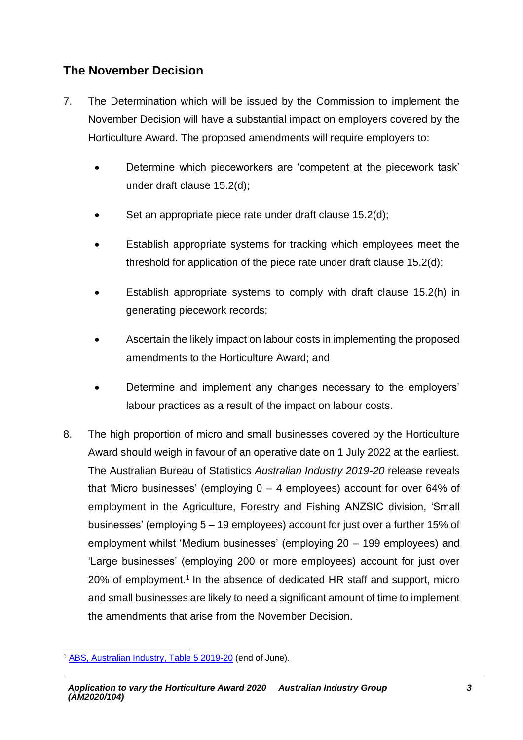## The November Decision

7. The Determination which will be issued by the Commission to implement the November Decision will have a substantial impact on employers covered by the Horticulture Award. The proposed amendments will require employers to:

   - Determine which pieceworkers are 'competent at the piecework task' under draft clause 15.2(d);
   - Set an appropriate piece rate under draft clause 15.2(d);
   - Establish appropriate systems for tracking which employees meet the threshold for application of the piece rate under draft clause 15.2(d);
   - Establish appropriate systems to comply with draft clause 15.2(h) in generating piecework records;
   - Ascertain the likely impact on labour costs in implementing the proposed amendments to the Horticulture Award; and
   - Determine and implement any changes necessary to the employers' labour practices as a result of the impact on labour costs.

8. The high proportion of micro and small businesses covered by the Horticulture Award should weigh in favour of an operative date on 1 July 2022 at the earliest. The Australian Bureau of Statistics *Australian Industry 2019-20* release reveals that 'Micro businesses' (employing 0 – 4 employees) account for over 64% of employment in the Agriculture, Forestry and Fishing ANZSIC division, 'Small businesses' (employing 5 – 19 employees) account for just over a further 15% of employment whilst 'Medium businesses' (employing 20 – 199 employees) and 'Large businesses' (employing 200 or more employees) account for just over 20% of employment.[1] In the absence of dedicated HR staff and support, micro and small businesses are likely to need a significant amount of time to implement the amendments that arise from the November Decision.

---

[1] ABS, Australian Industry, Table 5 2019-20 (end of June).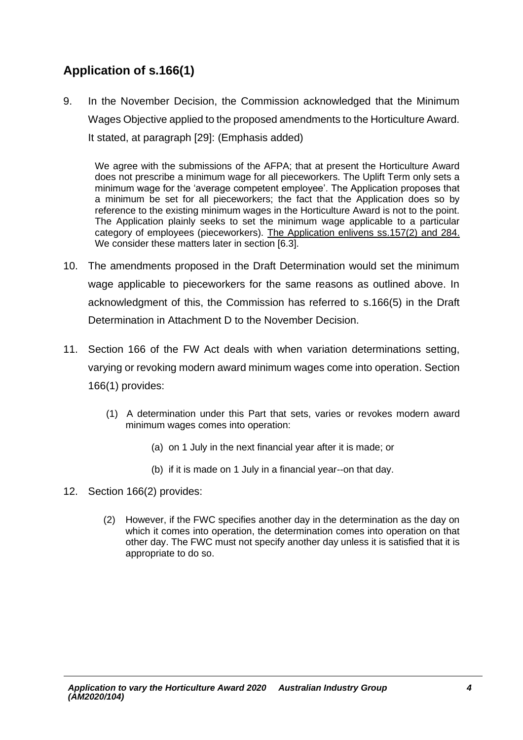## Application of s.166(1)

9. In the November Decision, the Commission acknowledged that the Minimum Wages Objective applied to the proposed amendments to the Horticulture Award. It stated, at paragraph [29]: (Emphasis added)

   > We agree with the submissions of the AFPA; that at present the Horticulture Award does not prescribe a minimum wage for all pieceworkers. The Uplift Term only sets a minimum wage for the 'average competent employee'. The Application proposes that a minimum be set for all pieceworkers; the fact that the Application does so by reference to the existing minimum wages in the Horticulture Award is not to the point. The Application plainly seeks to set the minimum wage applicable to a particular category of employees (pieceworkers). <u>The Application enlivens ss.157(2) and 284.</u> We consider these matters later in section [6.3].

10. The amendments proposed in the Draft Determination would set the minimum wage applicable to pieceworkers for the same reasons as outlined above. In acknowledgment of this, the Commission has referred to s.166(5) in the Draft Determination in Attachment D to the November Decision.

11. Section 166 of the FW Act deals with when variation determinations setting, varying or revoking modern award minimum wages come into operation. Section 166(1) provides:

   > (1) A determination under this Part that sets, varies or revokes modern award minimum wages comes into operation:
   >
   > (a) on 1 July in the next financial year after it is made; or
   >
   > (b) if it is made on 1 July in a financial year--on that day.

12. Section 166(2) provides:

   > (2) However, if the FWC specifies another day in the determination as the day on which it comes into operation, the determination comes into operation on that other day. The FWC must not specify another day unless it is satisfied that it is appropriate to do so.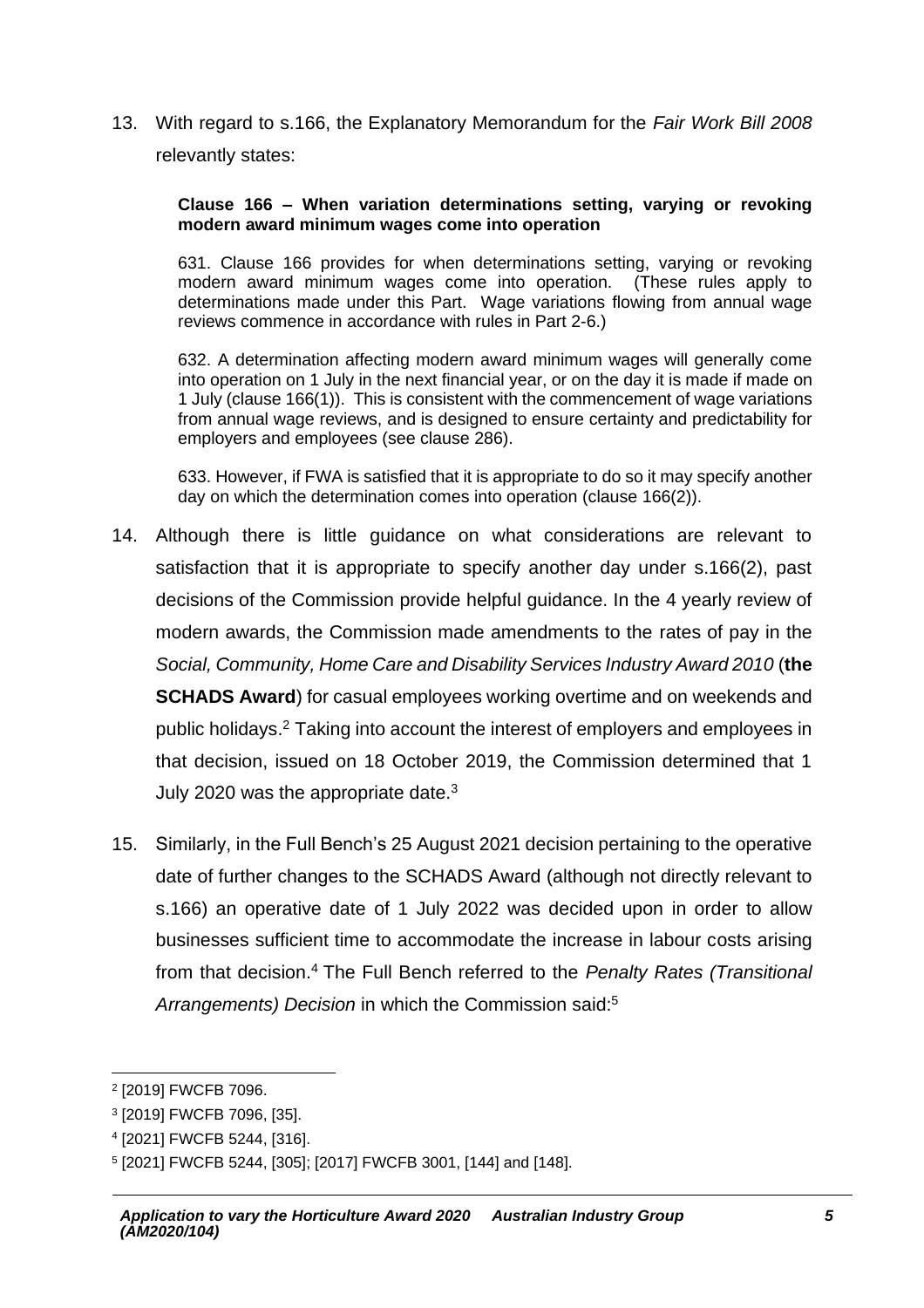13. With regard to s.166, the Explanatory Memorandum for the *Fair Work Bill 2008* relevantly states:

> **Clause 166 – When variation determinations setting, varying or revoking modern award minimum wages come into operation**
>
> 631. Clause 166 provides for when determinations setting, varying or revoking modern award minimum wages come into operation. (These rules apply to determinations made under this Part. Wage variations flowing from annual wage reviews commence in accordance with rules in Part 2-6.)
>
> 632. A determination affecting modern award minimum wages will generally come into operation on 1 July in the next financial year, or on the day it is made if made on 1 July (clause 166(1)). This is consistent with the commencement of wage variations from annual wage reviews, and is designed to ensure certainty and predictability for employers and employees (see clause 286).
>
> 633. However, if FWA is satisfied that it is appropriate to do so it may specify another day on which the determination comes into operation (clause 166(2)).

14. Although there is little guidance on what considerations are relevant to satisfaction that it is appropriate to specify another day under s.166(2), past decisions of the Commission provide helpful guidance. In the 4 yearly review of modern awards, the Commission made amendments to the rates of pay in the *Social, Community, Home Care and Disability Services Industry Award 2010* (**the SCHADS Award**) for casual employees working overtime and on weekends and public holidays.[2] Taking into account the interest of employers and employees in that decision, issued on 18 October 2019, the Commission determined that 1 July 2020 was the appropriate date.[3]

15. Similarly, in the Full Bench's 25 August 2021 decision pertaining to the operative date of further changes to the SCHADS Award (although not directly relevant to s.166) an operative date of 1 July 2022 was decided upon in order to allow businesses sufficient time to accommodate the increase in labour costs arising from that decision.[4] The Full Bench referred to the *Penalty Rates (Transitional Arrangements) Decision* in which the Commission said:[5]

---

[2] [2019] FWCFB 7096.

[3] [2019] FWCFB 7096, [35].

[4] [2021] FWCFB 5244, [316].

[5] [2021] FWCFB 5244, [305]; [2017] FWCFB 3001, [144] and [148].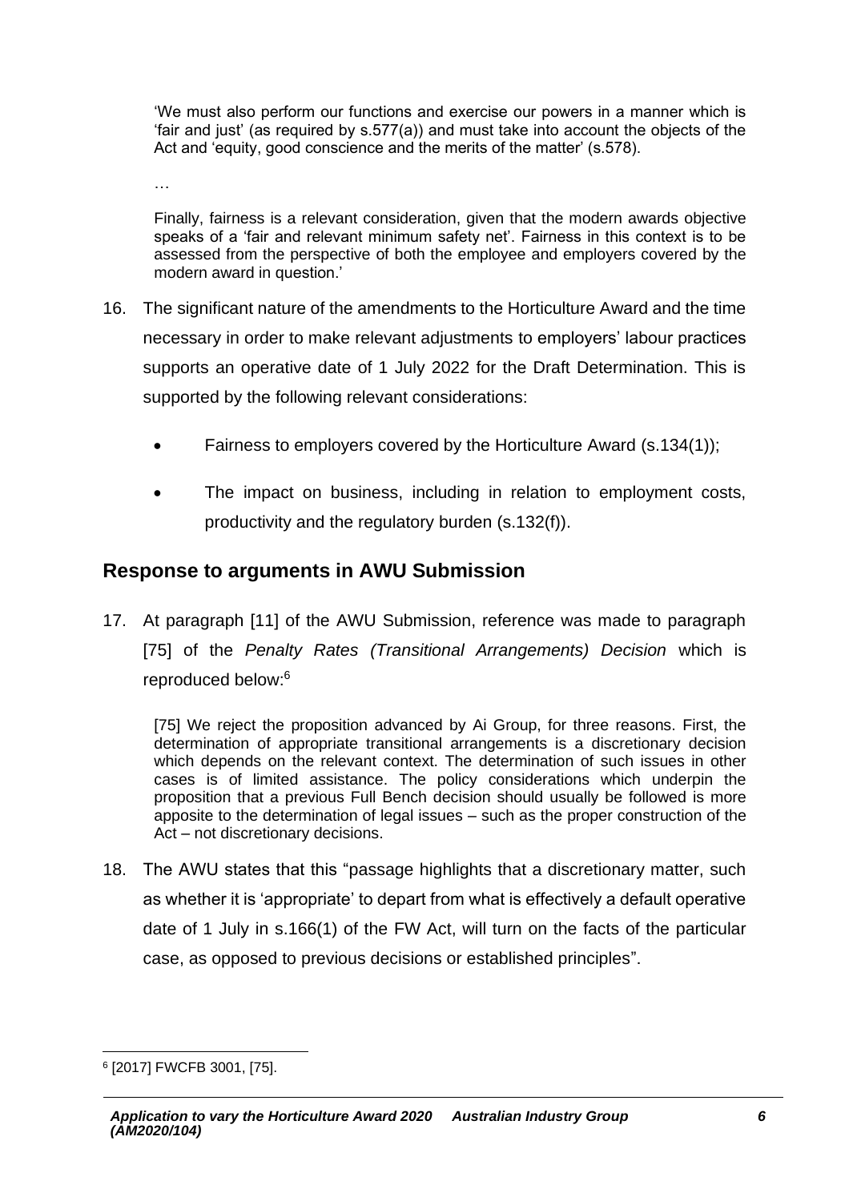> 'We must also perform our functions and exercise our powers in a manner which is 'fair and just' (as required by s.577(a)) and must take into account the objects of the Act and 'equity, good conscience and the merits of the matter' (s.578).
>
> …
>
> Finally, fairness is a relevant consideration, given that the modern awards objective speaks of a 'fair and relevant minimum safety net'. Fairness in this context is to be assessed from the perspective of both the employee and employers covered by the modern award in question.'

16. The significant nature of the amendments to the Horticulture Award and the time necessary in order to make relevant adjustments to employers' labour practices supports an operative date of 1 July 2022 for the Draft Determination. This is supported by the following relevant considerations:

    - Fairness to employers covered by the Horticulture Award (s.134(1));
    - The impact on business, including in relation to employment costs, productivity and the regulatory burden (s.132(f)).

## Response to arguments in AWU Submission

17. At paragraph [11] of the AWU Submission, reference was made to paragraph [75] of the *Penalty Rates (Transitional Arrangements) Decision* which is reproduced below:[6]

> [75] We reject the proposition advanced by Ai Group, for three reasons. First, the determination of appropriate transitional arrangements is a discretionary decision which depends on the relevant context. The determination of such issues in other cases is of limited assistance. The policy considerations which underpin the proposition that a previous Full Bench decision should usually be followed is more apposite to the determination of legal issues – such as the proper construction of the Act – not discretionary decisions.

18. The AWU states that this "passage highlights that a discretionary matter, such as whether it is 'appropriate' to depart from what is effectively a default operative date of 1 July in s.166(1) of the FW Act, will turn on the facts of the particular case, as opposed to previous decisions or established principles".

---

[6] [2017] FWCFB 3001, [75].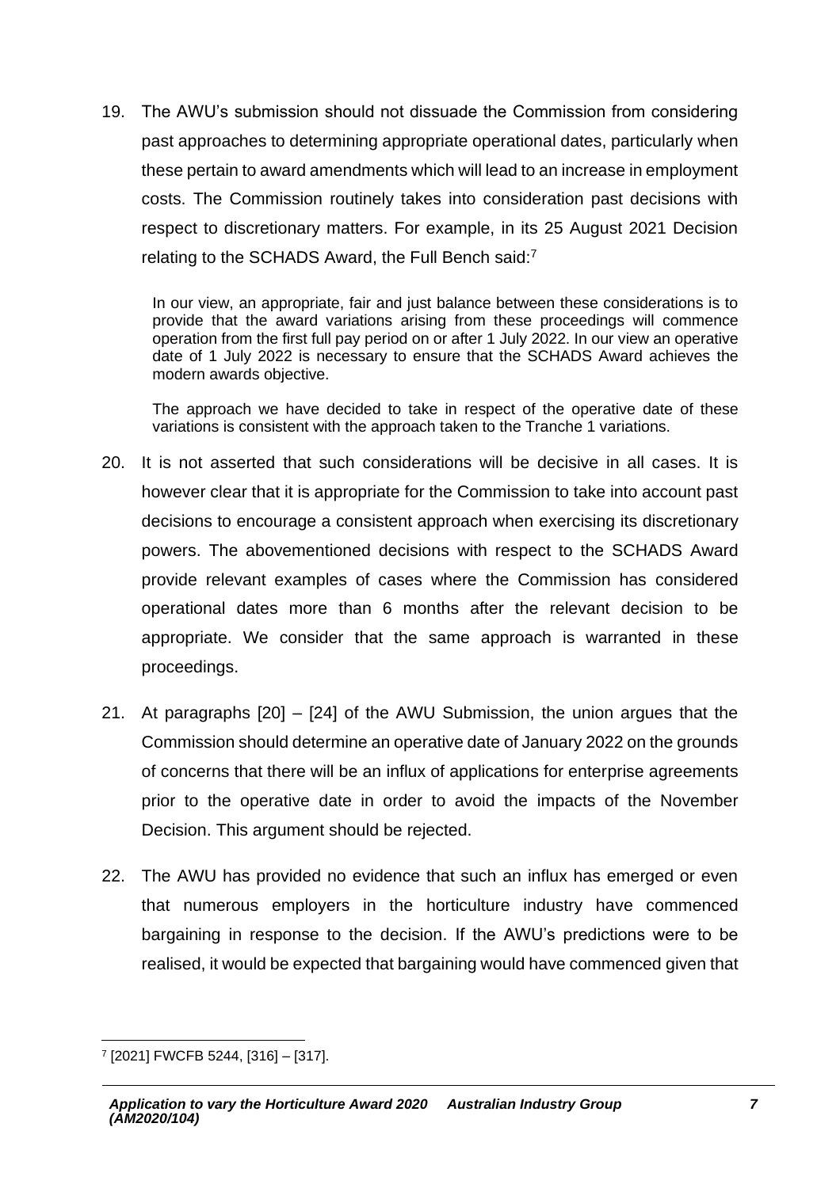19. The AWU's submission should not dissuade the Commission from considering past approaches to determining appropriate operational dates, particularly when these pertain to award amendments which will lead to an increase in employment costs. The Commission routinely takes into consideration past decisions with respect to discretionary matters. For example, in its 25 August 2021 Decision relating to the SCHADS Award, the Full Bench said:[7]

> In our view, an appropriate, fair and just balance between these considerations is to provide that the award variations arising from these proceedings will commence operation from the first full pay period on or after 1 July 2022. In our view an operative date of 1 July 2022 is necessary to ensure that the SCHADS Award achieves the modern awards objective.
>
> The approach we have decided to take in respect of the operative date of these variations is consistent with the approach taken to the Tranche 1 variations.

20. It is not asserted that such considerations will be decisive in all cases. It is however clear that it is appropriate for the Commission to take into account past decisions to encourage a consistent approach when exercising its discretionary powers. The abovementioned decisions with respect to the SCHADS Award provide relevant examples of cases where the Commission has considered operational dates more than 6 months after the relevant decision to be appropriate. We consider that the same approach is warranted in these proceedings.

21. At paragraphs [20] – [24] of the AWU Submission, the union argues that the Commission should determine an operative date of January 2022 on the grounds of concerns that there will be an influx of applications for enterprise agreements prior to the operative date in order to avoid the impacts of the November Decision. This argument should be rejected.

22. The AWU has provided no evidence that such an influx has emerged or even that numerous employers in the horticulture industry have commenced bargaining in response to the decision. If the AWU's predictions were to be realised, it would be expected that bargaining would have commenced given that

---

[7] [2021] FWCFB 5244, [316] – [317].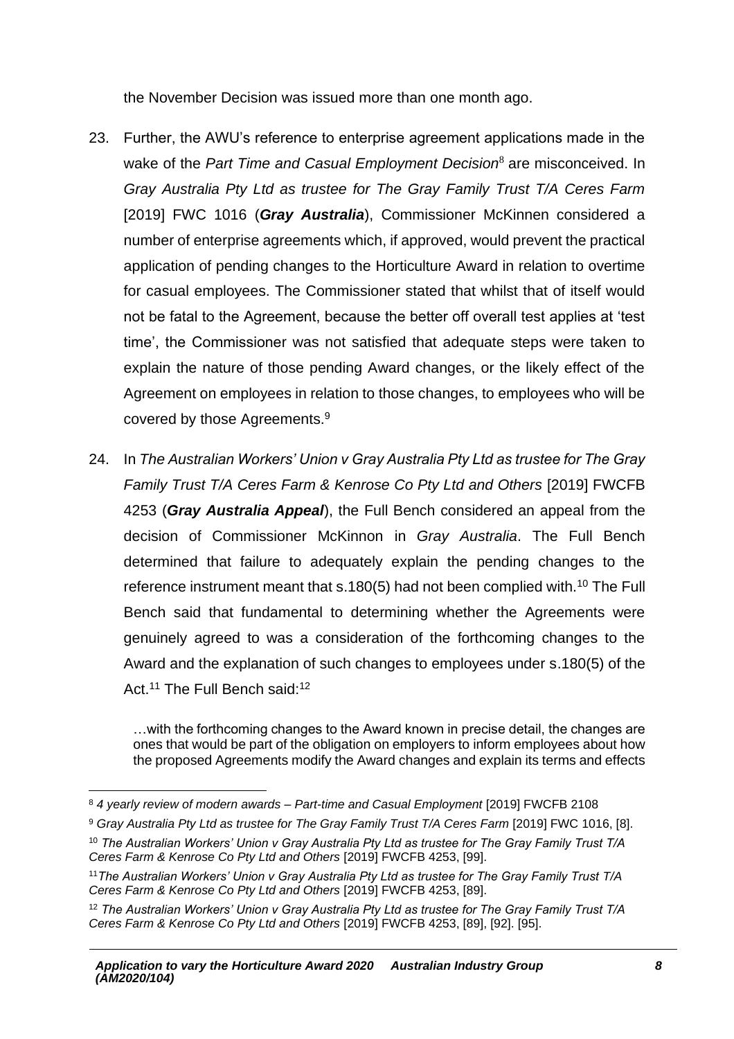the November Decision was issued more than one month ago.

23. Further, the AWU's reference to enterprise agreement applications made in the wake of the *Part Time and Casual Employment Decision*[8] are misconceived. In *Gray Australia Pty Ltd as trustee for The Gray Family Trust T/A Ceres Farm* [2019] FWC 1016 (***Gray Australia***), Commissioner McKinnen considered a number of enterprise agreements which, if approved, would prevent the practical application of pending changes to the Horticulture Award in relation to overtime for casual employees. The Commissioner stated that whilst that of itself would not be fatal to the Agreement, because the better off overall test applies at 'test time', the Commissioner was not satisfied that adequate steps were taken to explain the nature of those pending Award changes, or the likely effect of the Agreement on employees in relation to those changes, to employees who will be covered by those Agreements.[9]

24. In *The Australian Workers' Union v Gray Australia Pty Ltd as trustee for The Gray Family Trust T/A Ceres Farm & Kenrose Co Pty Ltd and Others* [2019] FWCFB 4253 (***Gray Australia Appeal***), the Full Bench considered an appeal from the decision of Commissioner McKinnon in *Gray Australia*. The Full Bench determined that failure to adequately explain the pending changes to the reference instrument meant that s.180(5) had not been complied with.[10] The Full Bench said that fundamental to determining whether the Agreements were genuinely agreed to was a consideration of the forthcoming changes to the Award and the explanation of such changes to employees under s.180(5) of the Act.[11] The Full Bench said:[12]

> …with the forthcoming changes to the Award known in precise detail, the changes are ones that would be part of the obligation on employers to inform employees about how the proposed Agreements modify the Award changes and explain its terms and effects

---

[8] *4 yearly review of modern awards – Part-time and Casual Employment* [2019] FWCFB 2108

[9] *Gray Australia Pty Ltd as trustee for The Gray Family Trust T/A Ceres Farm* [2019] FWC 1016, [8].

[10] *The Australian Workers' Union v Gray Australia Pty Ltd as trustee for The Gray Family Trust T/A Ceres Farm & Kenrose Co Pty Ltd and Others* [2019] FWCFB 4253, [99].

[11] *The Australian Workers' Union v Gray Australia Pty Ltd as trustee for The Gray Family Trust T/A Ceres Farm & Kenrose Co Pty Ltd and Others* [2019] FWCFB 4253, [89].

[12] *The Australian Workers' Union v Gray Australia Pty Ltd as trustee for The Gray Family Trust T/A Ceres Farm & Kenrose Co Pty Ltd and Others* [2019] FWCFB 4253, [89], [92]. [95].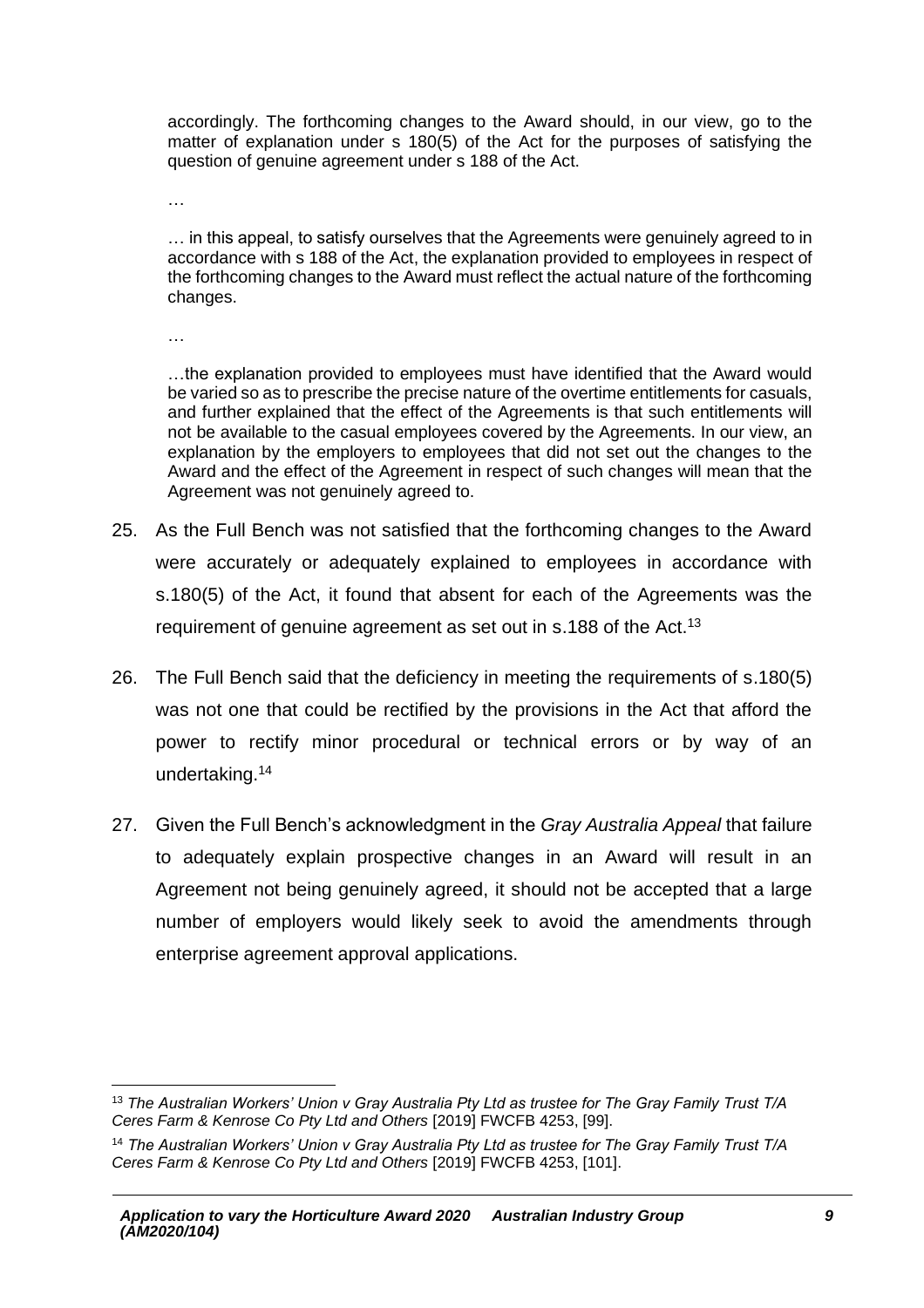> accordingly. The forthcoming changes to the Award should, in our view, go to the matter of explanation under s 180(5) of the Act for the purposes of satisfying the question of genuine agreement under s 188 of the Act.
>
> …
>
> … in this appeal, to satisfy ourselves that the Agreements were genuinely agreed to in accordance with s 188 of the Act, the explanation provided to employees in respect of the forthcoming changes to the Award must reflect the actual nature of the forthcoming changes.
>
> …
>
> …the explanation provided to employees must have identified that the Award would be varied so as to prescribe the precise nature of the overtime entitlements for casuals, and further explained that the effect of the Agreements is that such entitlements will not be available to the casual employees covered by the Agreements. In our view, an explanation by the employers to employees that did not set out the changes to the Award and the effect of the Agreement in respect of such changes will mean that the Agreement was not genuinely agreed to.

25. As the Full Bench was not satisfied that the forthcoming changes to the Award were accurately or adequately explained to employees in accordance with s.180(5) of the Act, it found that absent for each of the Agreements was the requirement of genuine agreement as set out in s.188 of the Act.[13]

26. The Full Bench said that the deficiency in meeting the requirements of s.180(5) was not one that could be rectified by the provisions in the Act that afford the power to rectify minor procedural or technical errors or by way of an undertaking.[14]

27. Given the Full Bench's acknowledgment in the *Gray Australia Appeal* that failure to adequately explain prospective changes in an Award will result in an Agreement not being genuinely agreed, it should not be accepted that a large number of employers would likely seek to avoid the amendments through enterprise agreement approval applications.

---

[13] *The Australian Workers' Union v Gray Australia Pty Ltd as trustee for The Gray Family Trust T/A Ceres Farm & Kenrose Co Pty Ltd and Others* [2019] FWCFB 4253, [99].

[14] *The Australian Workers' Union v Gray Australia Pty Ltd as trustee for The Gray Family Trust T/A Ceres Farm & Kenrose Co Pty Ltd and Others* [2019] FWCFB 4253, [101].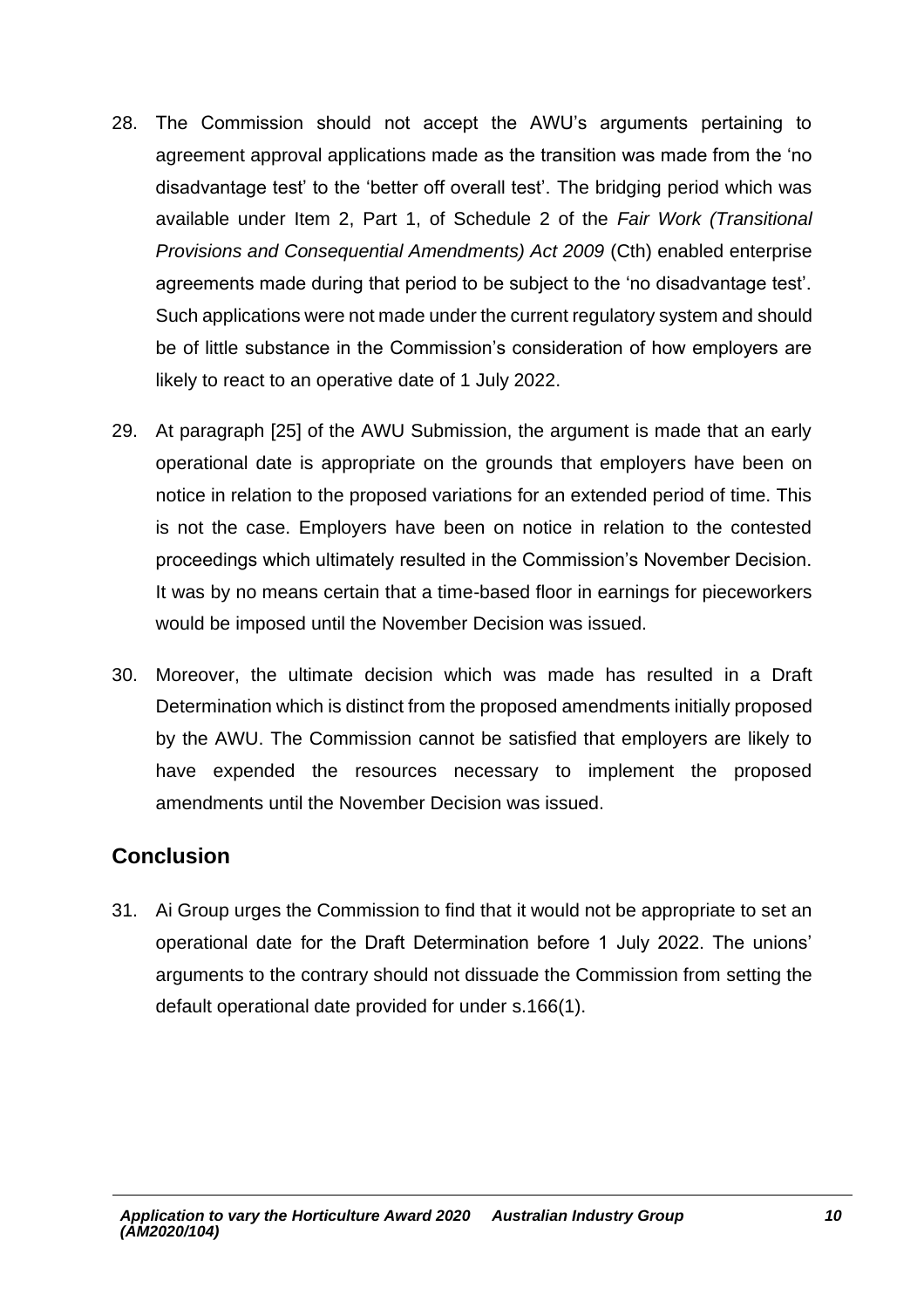28. The Commission should not accept the AWU's arguments pertaining to agreement approval applications made as the transition was made from the 'no disadvantage test' to the 'better off overall test'. The bridging period which was available under Item 2, Part 1, of Schedule 2 of the *Fair Work (Transitional Provisions and Consequential Amendments) Act 2009* (Cth) enabled enterprise agreements made during that period to be subject to the 'no disadvantage test'. Such applications were not made under the current regulatory system and should be of little substance in the Commission's consideration of how employers are likely to react to an operative date of 1 July 2022.

29. At paragraph [25] of the AWU Submission, the argument is made that an early operational date is appropriate on the grounds that employers have been on notice in relation to the proposed variations for an extended period of time. This is not the case. Employers have been on notice in relation to the contested proceedings which ultimately resulted in the Commission's November Decision. It was by no means certain that a time-based floor in earnings for pieceworkers would be imposed until the November Decision was issued.

30. Moreover, the ultimate decision which was made has resulted in a Draft Determination which is distinct from the proposed amendments initially proposed by the AWU. The Commission cannot be satisfied that employers are likely to have expended the resources necessary to implement the proposed amendments until the November Decision was issued.

## Conclusion

31. Ai Group urges the Commission to find that it would not be appropriate to set an operational date for the Draft Determination before 1 July 2022. The unions' arguments to the contrary should not dissuade the Commission from setting the default operational date provided for under s.166(1).